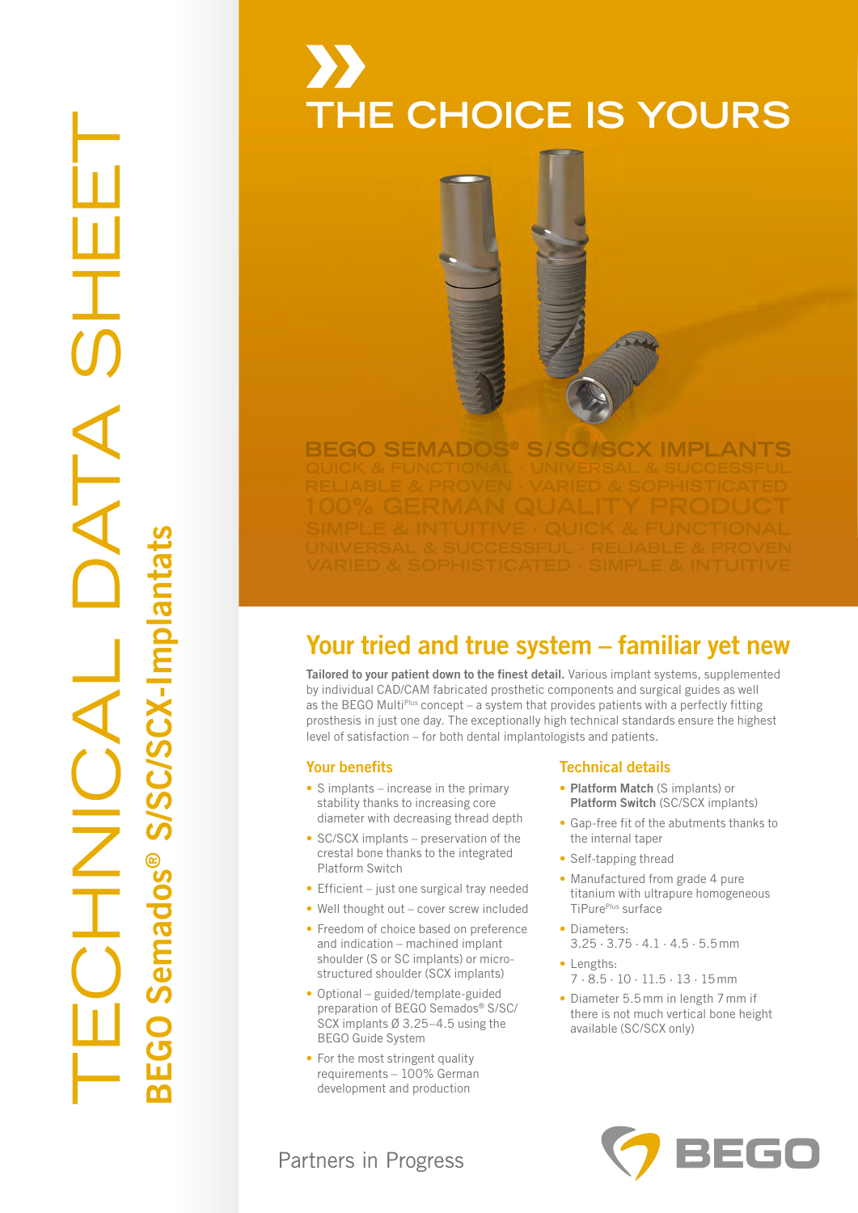# TECHNICAL DATA SHEET

## BEGO Semados® S/SC/SCX-Implantats

# THE CHOICE IS YOURS

BEGO SEMADOS® S/SC/SCX IMPLANTS

QUICK & FUNCTIONAL · UNIVERSAL & SUCCESSFUL
RELIABLE & PROVEN · VARIED & SOPHISTICATED
100% GERMAN QUALITY PRODUCT
SIMPLE & INTUITIVE · QUICK & FUNCTIONAL
UNIVERSAL & SUCCESSFUL · RELIABLE & PROVEN
VARIED & SOPHISTICATED · SIMPLE & INTUITIVE

## Your tried and true system – familiar yet new

**Tailored to your patient down to the finest detail.** Various implant systems, supplemented by individual CAD/CAM fabricated prosthetic components and surgical guides as well as the BEGO MultiPlus concept – a system that provides patients with a perfectly fitting prosthesis in just one day. The exceptionally high technical standards ensure the highest level of satisfaction – for both dental implantologists and patients.

### Your benefits

- S implants – increase in the primary stability thanks to increasing core diameter with decreasing thread depth
- SC/SCX implants – preservation of the crestal bone thanks to the integrated Platform Switch
- Efficient – just one surgical tray needed
- Well thought out – cover screw included
- Freedom of choice based on preference and indication – machined implant shoulder (S or SC implants) or micro-structured shoulder (SCX implants)
- Optional – guided/template-guided preparation of BEGO Semados® S/SC/SCX implants Ø 3.25–4.5 using the BEGO Guide System
- For the most stringent quality requirements – 100% German development and production

### Technical details

- **Platform Match** (S implants) or **Platform Switch** (SC/SCX implants)
- Gap-free fit of the abutments thanks to the internal taper
- Self-tapping thread
- Manufactured from grade 4 pure titanium with ultrapure homogeneous TiPurePlus surface
- Diameters: 3.25 · 3.75 · 4.1 · 4.5 · 5.5 mm
- Lengths: 7 · 8.5 · 10 · 11.5 · 13 · 15 mm
- Diameter 5.5 mm in length 7 mm if there is not much vertical bone height available (SC/SCX only)

Partners in Progress

BEGO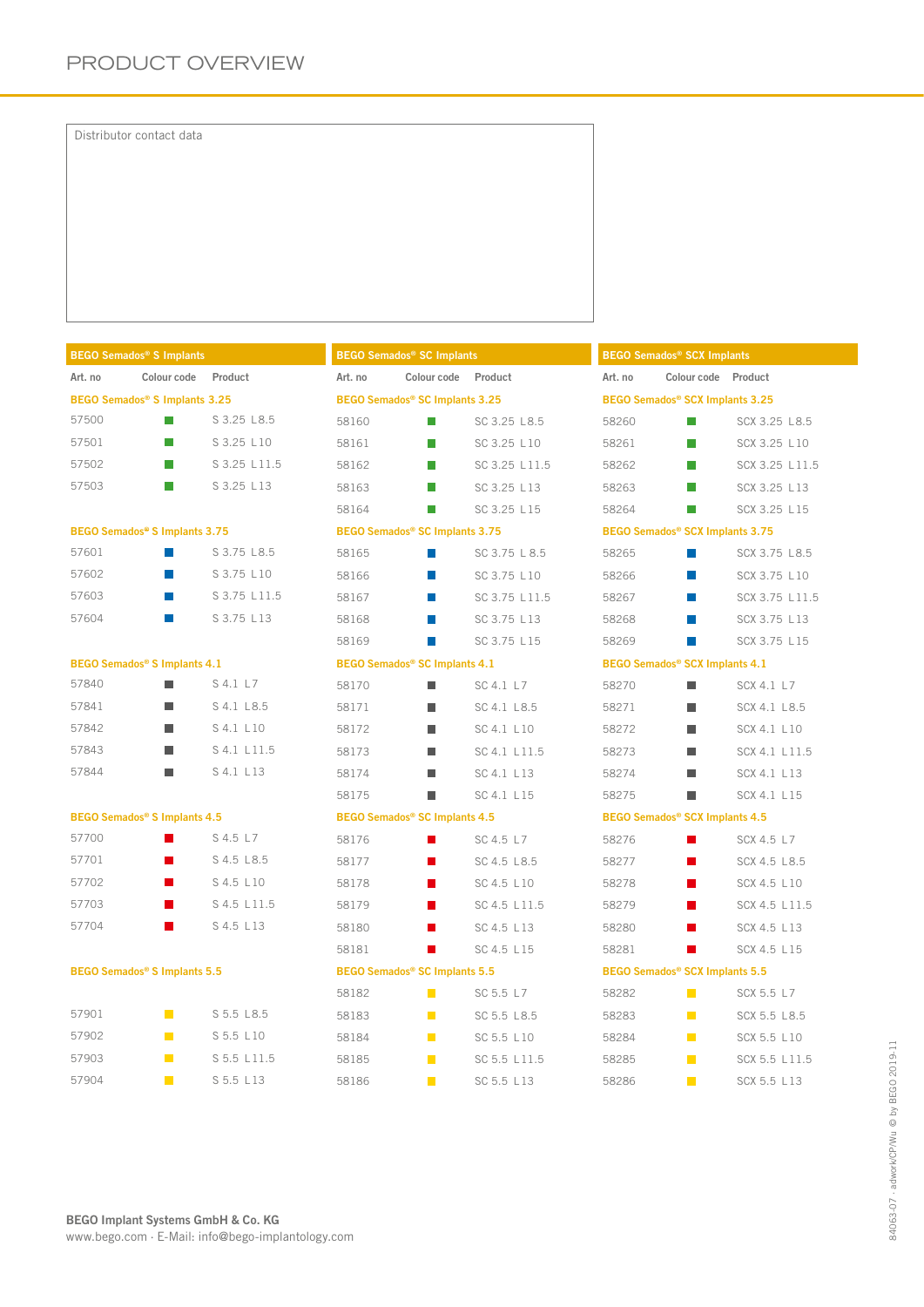# PRODUCT OVERVIEW

Distributor contact data

## BEGO Semados® S Implants

| Art. no | Colour code | Product |
|---|---|---|
| **BEGO Semados® S Implants 3.25** | | |
| 57500 | green | S 3.25 L8.5 |
| 57501 | green | S 3.25 L10 |
| 57502 | green | S 3.25 L11.5 |
| 57503 | green | S 3.25 L13 |
| **BEGO Semados® S Implants 3.75** | | |
| 57601 | blue | S 3.75 L8.5 |
| 57602 | blue | S 3.75 L10 |
| 57603 | blue | S 3.75 L11.5 |
| 57604 | blue | S 3.75 L13 |
| **BEGO Semados® S Implants 4.1** | | |
| 57840 | grey | S 4.1 L7 |
| 57841 | grey | S 4.1 L8.5 |
| 57842 | grey | S 4.1 L10 |
| 57843 | grey | S 4.1 L11.5 |
| 57844 | grey | S 4.1 L13 |
| **BEGO Semados® S Implants 4.5** | | |
| 57700 | red | S 4.5 L7 |
| 57701 | red | S 4.5 L8.5 |
| 57702 | red | S 4.5 L10 |
| 57703 | red | S 4.5 L11.5 |
| 57704 | red | S 4.5 L13 |
| **BEGO Semados® S Implants 5.5** | | |
| 57901 | yellow | S 5.5 L8.5 |
| 57902 | yellow | S 5.5 L10 |
| 57903 | yellow | S 5.5 L11.5 |
| 57904 | yellow | S 5.5 L13 |

## BEGO Semados® SC Implants

| Art. no | Colour code | Product |
|---|---|---|
| **BEGO Semados® SC Implants 3.25** | | |
| 58160 | green | SC 3.25 L8.5 |
| 58161 | green | SC 3.25 L10 |
| 58162 | green | SC 3.25 L11.5 |
| 58163 | green | SC 3.25 L13 |
| 58164 | green | SC 3.25 L15 |
| **BEGO Semados® SC Implants 3.75** | | |
| 58165 | blue | SC 3.75 L 8.5 |
| 58166 | blue | SC 3.75 L10 |
| 58167 | blue | SC 3.75 L11.5 |
| 58168 | blue | SC 3.75 L13 |
| 58169 | blue | SC 3.75 L15 |
| **BEGO Semados® SC Implants 4.1** | | |
| 58170 | grey | SC 4.1 L7 |
| 58171 | grey | SC 4.1 L8.5 |
| 58172 | grey | SC 4.1 L10 |
| 58173 | grey | SC 4.1 L11.5 |
| 58174 | grey | SC 4.1 L13 |
| 58175 | grey | SC 4.1 L15 |
| **BEGO Semados® SC Implants 4.5** | | |
| 58176 | red | SC 4.5 L7 |
| 58177 | red | SC 4.5 L8.5 |
| 58178 | red | SC 4.5 L10 |
| 58179 | red | SC 4.5 L11.5 |
| 58180 | red | SC 4.5 L13 |
| 58181 | red | SC 4.5 L15 |
| **BEGO Semados® SC Implants 5.5** | | |
| 58182 | yellow | SC 5.5 L7 |
| 58183 | yellow | SC 5.5 L8.5 |
| 58184 | yellow | SC 5.5 L10 |
| 58185 | yellow | SC 5.5 L11.5 |
| 58186 | yellow | SC 5.5 L13 |

## BEGO Semados® SCX Implants

| Art. no | Colour code | Product |
|---|---|---|
| **BEGO Semados® SCX Implants 3.25** | | |
| 58260 | green | SCX 3.25 L8.5 |
| 58261 | green | SCX 3.25 L10 |
| 58262 | green | SCX 3.25 L11.5 |
| 58263 | green | SCX 3.25 L13 |
| 58264 | green | SCX 3.25 L15 |
| **BEGO Semados® SCX Implants 3.75** | | |
| 58265 | blue | SCX 3.75 L8.5 |
| 58266 | blue | SCX 3.75 L10 |
| 58267 | blue | SCX 3.75 L11.5 |
| 58268 | blue | SCX 3.75 L13 |
| 58269 | blue | SCX 3.75 L15 |
| **BEGO Semados® SCX Implants 4.1** | | |
| 58270 | grey | SCX 4.1 L7 |
| 58271 | grey | SCX 4.1 L8.5 |
| 58272 | grey | SCX 4.1 L10 |
| 58273 | grey | SCX 4.1 L11.5 |
| 58274 | grey | SCX 4.1 L13 |
| 58275 | grey | SCX 4.1 L15 |
| **BEGO Semados® SCX Implants 4.5** | | |
| 58276 | red | SCX 4.5 L7 |
| 58277 | red | SCX 4.5 L8.5 |
| 58278 | red | SCX 4.5 L10 |
| 58279 | red | SCX 4.5 L11.5 |
| 58280 | red | SCX 4.5 L13 |
| 58281 | red | SCX 4.5 L15 |
| **BEGO Semados® SCX Implants 5.5** | | |
| 58282 | yellow | SCX 5.5 L7 |
| 58283 | yellow | SCX 5.5 L8.5 |
| 58284 | yellow | SCX 5.5 L10 |
| 58285 | yellow | SCX 5.5 L11.5 |
| 58286 | yellow | SCX 5.5 L13 |

**BEGO Implant Systems GmbH & Co. KG**
www.bego.com · E-Mail: info@bego-implantology.com

84063-07 · adwork/CP/Wu © by BEGO 2019-11